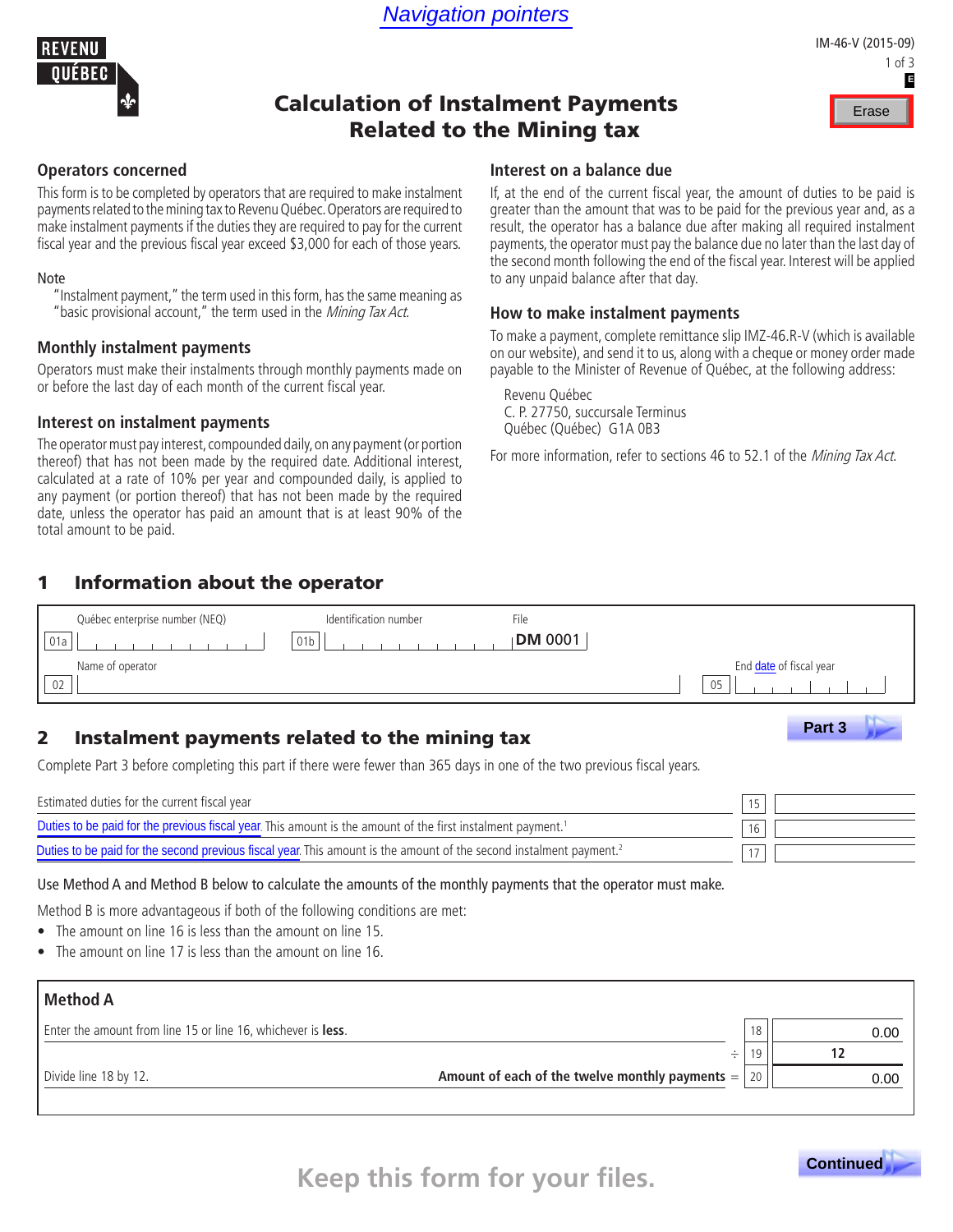Navigation pointers

REVENU QUÉBEC

IM-46-V (2015-09)

Erase

# Calculation of Instalment Payments Related to the Mining tax

## Operators concerned

This form is to be completed by operators that are required to make instalment payments related to the mining tax to Revenu Québec. Operators are required to make instalment payments if the duties they are required to pay for the current fiscal year and the previous fiscal year exceed $3,000 for each of those years.

Note

"Instalment payment," the term used in this form, has the same meaning as "basic provisional account," the term used in the *Mining Tax Act*.

## Monthly instalment payments

Operators must make their instalments through monthly payments made on or before the last day of each month of the current fiscal year.

## Interest on instalment payments

The operator must pay interest, compounded daily, on any payment (or portion thereof) that has not been made by the required date. Additional interest, calculated at a rate of 10% per year and compounded daily, is applied to any payment (or portion thereof) that has not been made by the required date, unless the operator has paid an amount that is at least 90% of the total amount to be paid.

## Interest on a balance due

If, at the end of the current fiscal year, the amount of duties to be paid is greater than the amount that was to be paid for the previous year and, as a result, the operator has a balance due after making all required instalment payments, the operator must pay the balance due no later than the last day of the second month following the end of the fiscal year. Interest will be applied to any unpaid balance after that day.

## How to make instalment payments

To make a payment, complete remittance slip IMZ-46.R-V (which is available on our website), and send it to us, along with a cheque or money order made payable to the Minister of Revenue of Québec, at the following address:

Revenu Québec
C. P. 27750, succursale Terminus
Québec (Québec) G1A 0B3

For more information, refer to sections 46 to 52.1 of the *Mining Tax Act*.

## 1 Information about the operator

| | |
|---|---|
| 01a Québec enterprise number (NEQ) | |
| 01b Identification number | File DM 0001 |
| 02 Name of operator | 05 End date of fiscal year |

## 2 Instalment payments related to the mining tax

Part 3

Complete Part 3 before completing this part if there were fewer than 365 days in one of the two previous fiscal years.

| | Line | Amount |
|---|---|---|
| Estimated duties for the current fiscal year | 15 | |
| Duties to be paid for the previous fiscal year. This amount is the amount of the first instalment payment.[1] | 16 | |
| Duties to be paid for the second previous fiscal year. This amount is the amount of the second instalment payment.[2] | 17 | |

Use Method A and Method B below to calculate the amounts of the monthly payments that the operator must make.

Method B is more advantageous if both of the following conditions are met:

- The amount on line 16 is less than the amount on line 15.
- The amount on line 17 is less than the amount on line 16.

### Method A

| | | Line | Amount |
|---|---|---|---|
| Enter the amount from line 15 or line 16, whichever is **less**. | | 18 | 0.00 |
| | ÷ | 19 | 12 |
| Divide line 18 by 12. | **Amount of each of the twelve monthly payments** = | 20 | 0.00 |

Continued

**Keep this form for your files.**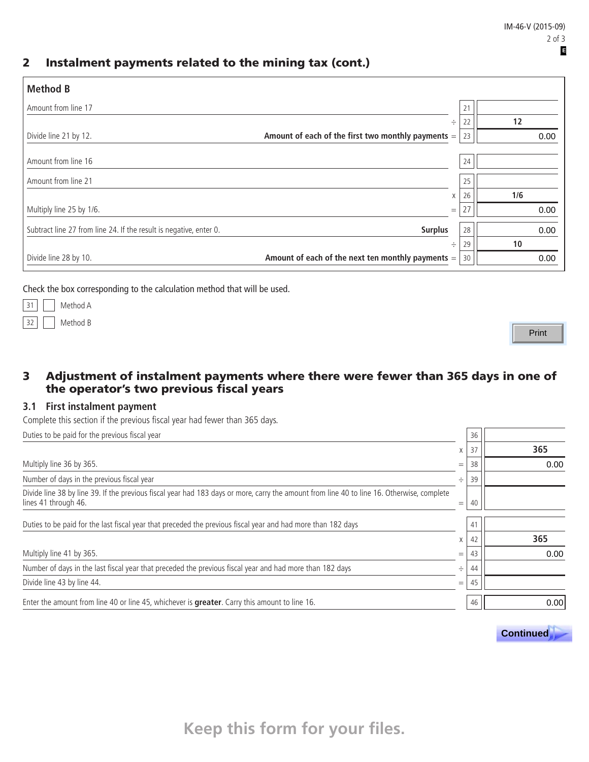## 2 Instalment payments related to the mining tax (cont.)

### Method B

| Description | | Line | Amount |
|---|---|---|---|
| Amount from line 17 | | 21 | |
| | ÷ | 22 | 12 |
| Divide line 21 by 12. **Amount of each of the first two monthly payments** | = | 23 | 0.00 |
| Amount from line 16 | | 24 | |
| Amount from line 21 | | 25 | |
| | x | 26 | 1/6 |
| Multiply line 25 by 1/6. | = | 27 | 0.00 |
| Subtract line 27 from line 24. If the result is negative, enter 0. **Surplus** | | 28 | 0.00 |
| | ÷ | 29 | 10 |
| Divide line 28 by 10. **Amount of each of the next ten monthly payments** | = | 30 | 0.00 |

Check the box corresponding to the calculation method that will be used.

- 31 ☐ Method A
- 32 ☐ Method B

## 3 Adjustment of instalment payments where there were fewer than 365 days in one of the operator's two previous fiscal years

### 3.1 First instalment payment

Complete this section if the previous fiscal year had fewer than 365 days.

| Description | | Line | Amount |
|---|---|---|---|
| Duties to be paid for the previous fiscal year | | 36 | |
| | x | 37 | 365 |
| Multiply line 36 by 365. | = | 38 | 0.00 |
| Number of days in the previous fiscal year | ÷ | 39 | |
| Divide line 38 by line 39. If the previous fiscal year had 183 days or more, carry the amount from line 40 to line 16. Otherwise, complete lines 41 through 46. | = | 40 | |
| Duties to be paid for the last fiscal year that preceded the previous fiscal year and had more than 182 days | | 41 | |
| | x | 42 | 365 |
| Multiply line 41 by 365. | = | 43 | 0.00 |
| Number of days in the last fiscal year that preceded the previous fiscal year and had more than 182 days | ÷ | 44 | |
| Divide line 43 by line 44. | = | 45 | |
| Enter the amount from line 40 or line 45, whichever is **greater**. Carry this amount to line 16. | | 46 | 0.00 |

**Keep this form for your files.**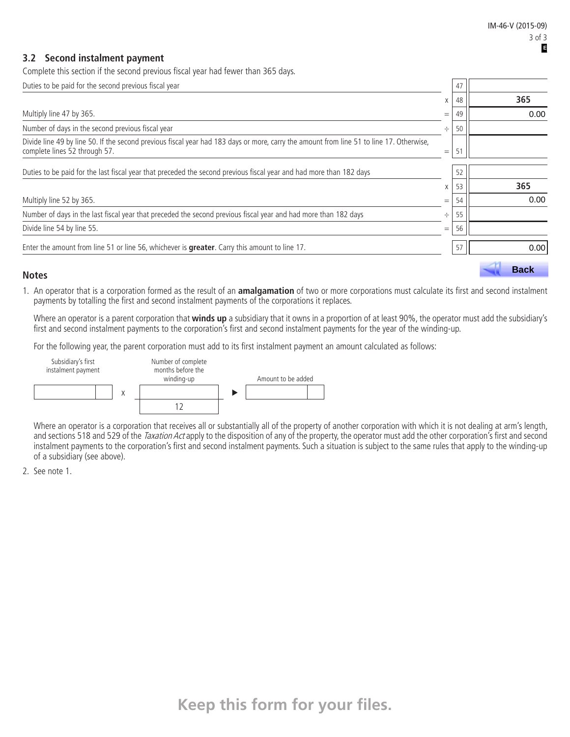### 3.2 Second instalment payment

Complete this section if the second previous fiscal year had fewer than 365 days.

| | | | |
|---|---|---|---|
| Duties to be paid for the second previous fiscal year | | 47 | |
| | x | 48 | **365** |
| Multiply line 47 by 365. | = | 49 | 0.00 |
| Number of days in the second previous fiscal year | ÷ | 50 | |
| Divide line 49 by line 50. If the second previous fiscal year had 183 days or more, carry the amount from line 51 to line 17. Otherwise, complete lines 52 through 57. | = | 51 | |
| Duties to be paid for the last fiscal year that preceded the second previous fiscal year and had more than 182 days | | 52 | |
| | x | 53 | **365** |
| Multiply line 52 by 365. | = | 54 | 0.00 |
| Number of days in the last fiscal year that preceded the second previous fiscal year and had more than 182 days | ÷ | 55 | |
| Divide line 54 by line 55. | = | 56 | |
| Enter the amount from line 51 or line 56, whichever is **greater**. Carry this amount to line 17. | | 57 | 0.00 |

Back

## Notes

1. An operator that is a corporation formed as the result of an **amalgamation** of two or more corporations must calculate its first and second instalment payments by totalling the first and second instalment payments of the corporations it replaces.

   Where an operator is a parent corporation that **winds up** a subsidiary that it owns in a proportion of at least 90%, the operator must add the subsidiary's first and second instalment payments to the corporation's first and second instalment payments for the year of the winding-up.

   For the following year, the parent corporation must add to its first instalment payment an amount calculated as follows:

   Subsidiary's first instalment payment × (Number of complete months before the winding-up / 12) ▶ Amount to be added

   Where an operator is a corporation that receives all or substantially all of the property of another corporation with which it is not dealing at arm's length, and sections 518 and 529 of the *Taxation Act* apply to the disposition of any of the property, the operator must add the other corporation's first and second instalment payments to the corporation's first and second instalment payments. Such a situation is subject to the same rules that apply to the winding-up of a subsidiary (see above).

2. See note 1.

**Keep this form for your files.**